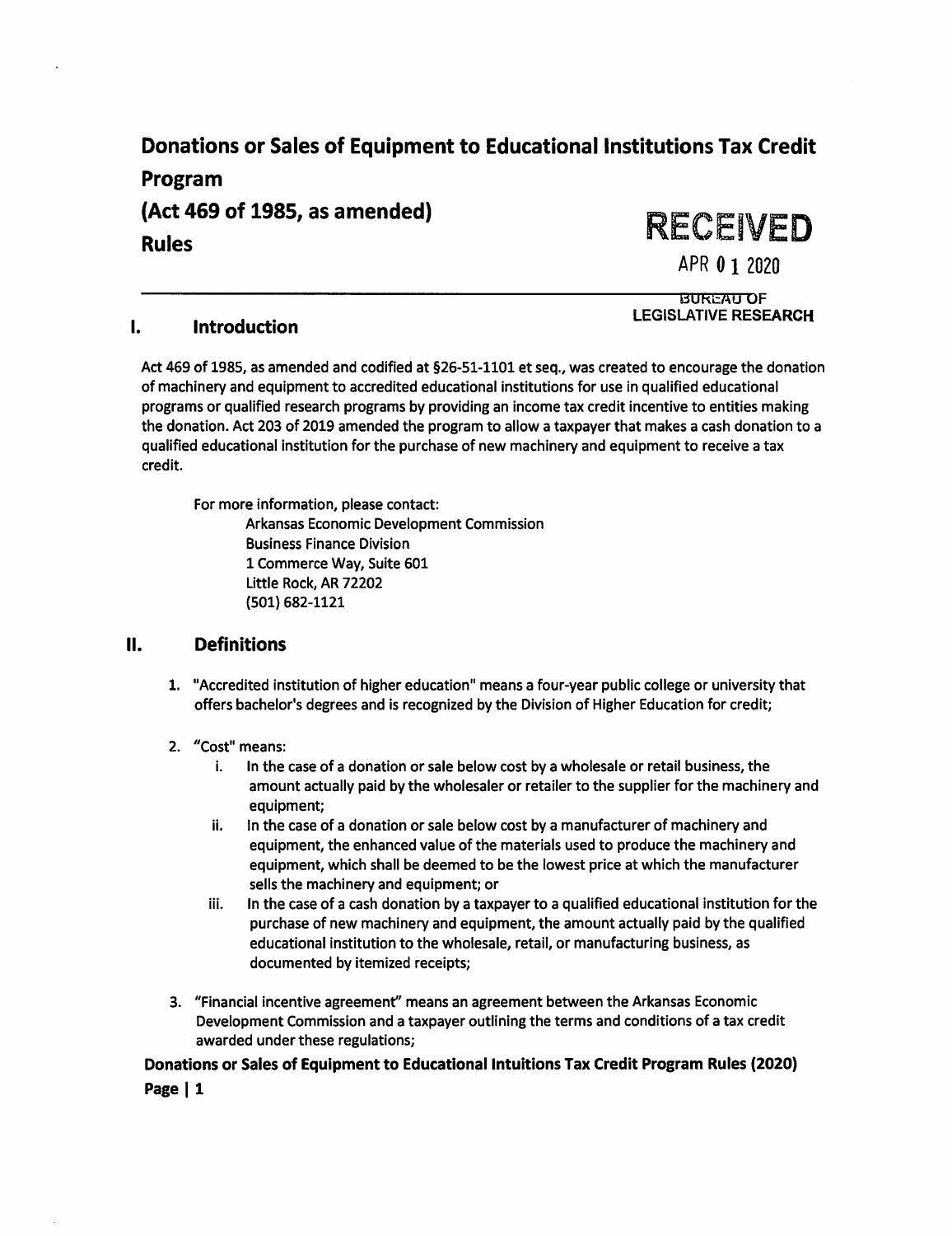# Donations or Sales of Equipment to Educational Institutions Tax Credit Program
# (Act 469 of 1985, as amended)
# Rules

RECEIVED
APR 01 2020
BUREAU OF LEGISLATIVE RESEARCH

---

## I. Introduction

Act 469 of 1985, as amended and codified at §26-51-1101 et seq., was created to encourage the donation of machinery and equipment to accredited educational institutions for use in qualified educational programs or qualified research programs by providing an income tax credit incentive to entities making the donation. Act 203 of 2019 amended the program to allow a taxpayer that makes a cash donation to a qualified educational institution for the purchase of new machinery and equipment to receive a tax credit.

For more information, please contact:

Arkansas Economic Development Commission
Business Finance Division
1 Commerce Way, Suite 601
Little Rock, AR 72202
(501) 682-1121

## II. Definitions

1. "Accredited institution of higher education" means a four-year public college or university that offers bachelor's degrees and is recognized by the Division of Higher Education for credit;

2. "Cost" means:
   i. In the case of a donation or sale below cost by a wholesale or retail business, the amount actually paid by the wholesaler or retailer to the supplier for the machinery and equipment;
   ii. In the case of a donation or sale below cost by a manufacturer of machinery and equipment, the enhanced value of the materials used to produce the machinery and equipment, which shall be deemed to be the lowest price at which the manufacturer sells the machinery and equipment; or
   iii. In the case of a cash donation by a taxpayer to a qualified educational institution for the purchase of new machinery and equipment, the amount actually paid by the qualified educational institution to the wholesale, retail, or manufacturing business, as documented by itemized receipts;

3. "Financial incentive agreement" means an agreement between the Arkansas Economic Development Commission and a taxpayer outlining the terms and conditions of a tax credit awarded under these regulations;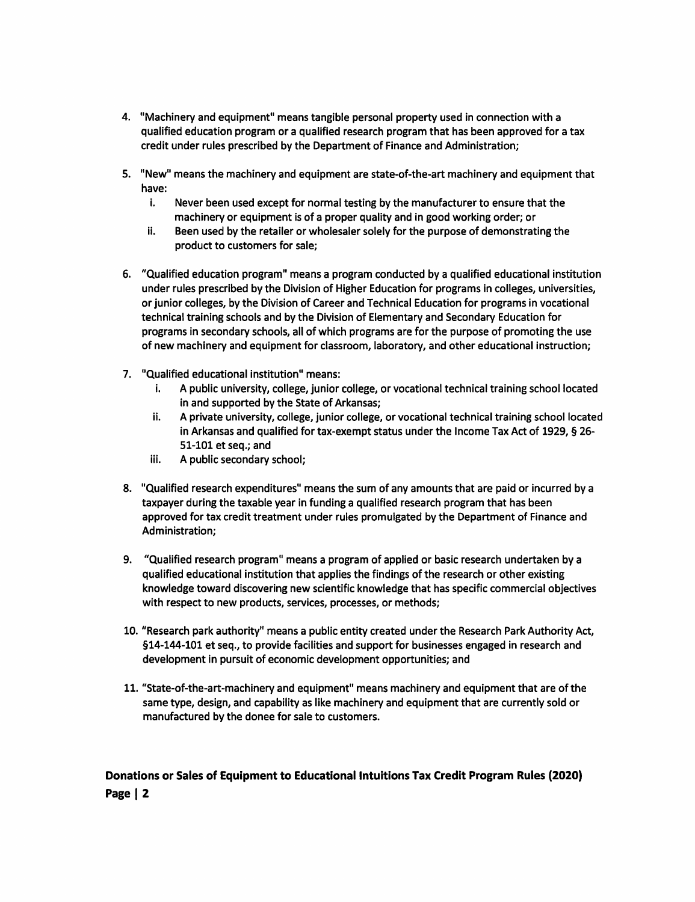4. "Machinery and equipment" means tangible personal property used in connection with a qualified education program or a qualified research program that has been approved for a tax credit under rules prescribed by the Department of Finance and Administration;

5. "New" means the machinery and equipment are state-of-the-art machinery and equipment that have:
   i. Never been used except for normal testing by the manufacturer to ensure that the machinery or equipment is of a proper quality and in good working order; or
   ii. Been used by the retailer or wholesaler solely for the purpose of demonstrating the product to customers for sale;

6. "Qualified education program" means a program conducted by a qualified educational institution under rules prescribed by the Division of Higher Education for programs in colleges, universities, or junior colleges, by the Division of Career and Technical Education for programs in vocational technical training schools and by the Division of Elementary and Secondary Education for programs in secondary schools, all of which programs are for the purpose of promoting the use of new machinery and equipment for classroom, laboratory, and other educational instruction;

7. "Qualified educational institution" means:
   i. A public university, college, junior college, or vocational technical training school located in and supported by the State of Arkansas;
   ii. A private university, college, junior college, or vocational technical training school located in Arkansas and qualified for tax-exempt status under the Income Tax Act of 1929, § 26-51-101 et seq.; and
   iii. A public secondary school;

8. "Qualified research expenditures" means the sum of any amounts that are paid or incurred by a taxpayer during the taxable year in funding a qualified research program that has been approved for tax credit treatment under rules promulgated by the Department of Finance and Administration;

9. "Qualified research program" means a program of applied or basic research undertaken by a qualified educational institution that applies the findings of the research or other existing knowledge toward discovering new scientific knowledge that has specific commercial objectives with respect to new products, services, processes, or methods;

10. "Research park authority" means a public entity created under the Research Park Authority Act, §14-144-101 et seq., to provide facilities and support for businesses engaged in research and development in pursuit of economic development opportunities; and

11. "State-of-the-art-machinery and equipment" means machinery and equipment that are of the same type, design, and capability as like machinery and equipment that are currently sold or manufactured by the donee for sale to customers.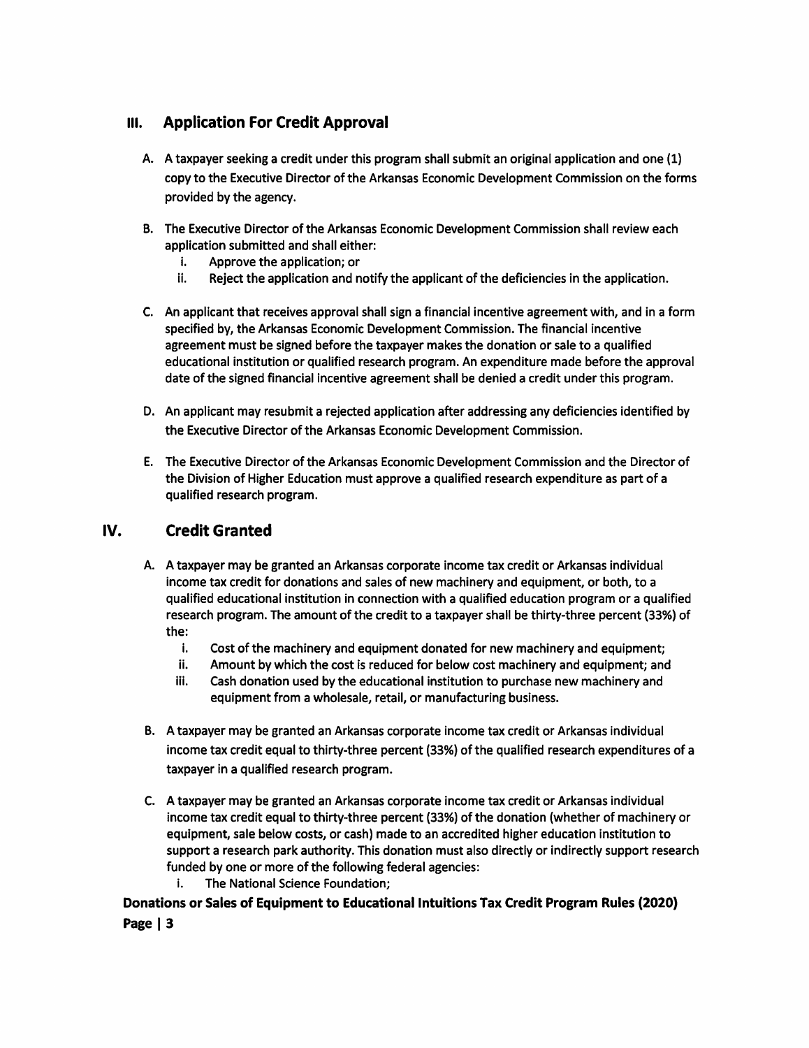## III. Application For Credit Approval

A. A taxpayer seeking a credit under this program shall submit an original application and one (1) copy to the Executive Director of the Arkansas Economic Development Commission on the forms provided by the agency.

B. The Executive Director of the Arkansas Economic Development Commission shall review each application submitted and shall either:
   i. Approve the application; or
   ii. Reject the application and notify the applicant of the deficiencies in the application.

C. An applicant that receives approval shall sign a financial incentive agreement with, and in a form specified by, the Arkansas Economic Development Commission. The financial incentive agreement must be signed before the taxpayer makes the donation or sale to a qualified educational institution or qualified research program. An expenditure made before the approval date of the signed financial incentive agreement shall be denied a credit under this program.

D. An applicant may resubmit a rejected application after addressing any deficiencies identified by the Executive Director of the Arkansas Economic Development Commission.

E. The Executive Director of the Arkansas Economic Development Commission and the Director of the Division of Higher Education must approve a qualified research expenditure as part of a qualified research program.

## IV. Credit Granted

A. A taxpayer may be granted an Arkansas corporate income tax credit or Arkansas individual income tax credit for donations and sales of new machinery and equipment, or both, to a qualified educational institution in connection with a qualified education program or a qualified research program. The amount of the credit to a taxpayer shall be thirty-three percent (33%) of the:
   i. Cost of the machinery and equipment donated for new machinery and equipment;
   ii. Amount by which the cost is reduced for below cost machinery and equipment; and
   iii. Cash donation used by the educational institution to purchase new machinery and equipment from a wholesale, retail, or manufacturing business.

B. A taxpayer may be granted an Arkansas corporate income tax credit or Arkansas individual income tax credit equal to thirty-three percent (33%) of the qualified research expenditures of a taxpayer in a qualified research program.

C. A taxpayer may be granted an Arkansas corporate income tax credit or Arkansas individual income tax credit equal to thirty-three percent (33%) of the donation (whether of machinery or equipment, sale below costs, or cash) made to an accredited higher education institution to support a research park authority. This donation must also directly or indirectly support research funded by one or more of the following federal agencies:
   i. The National Science Foundation;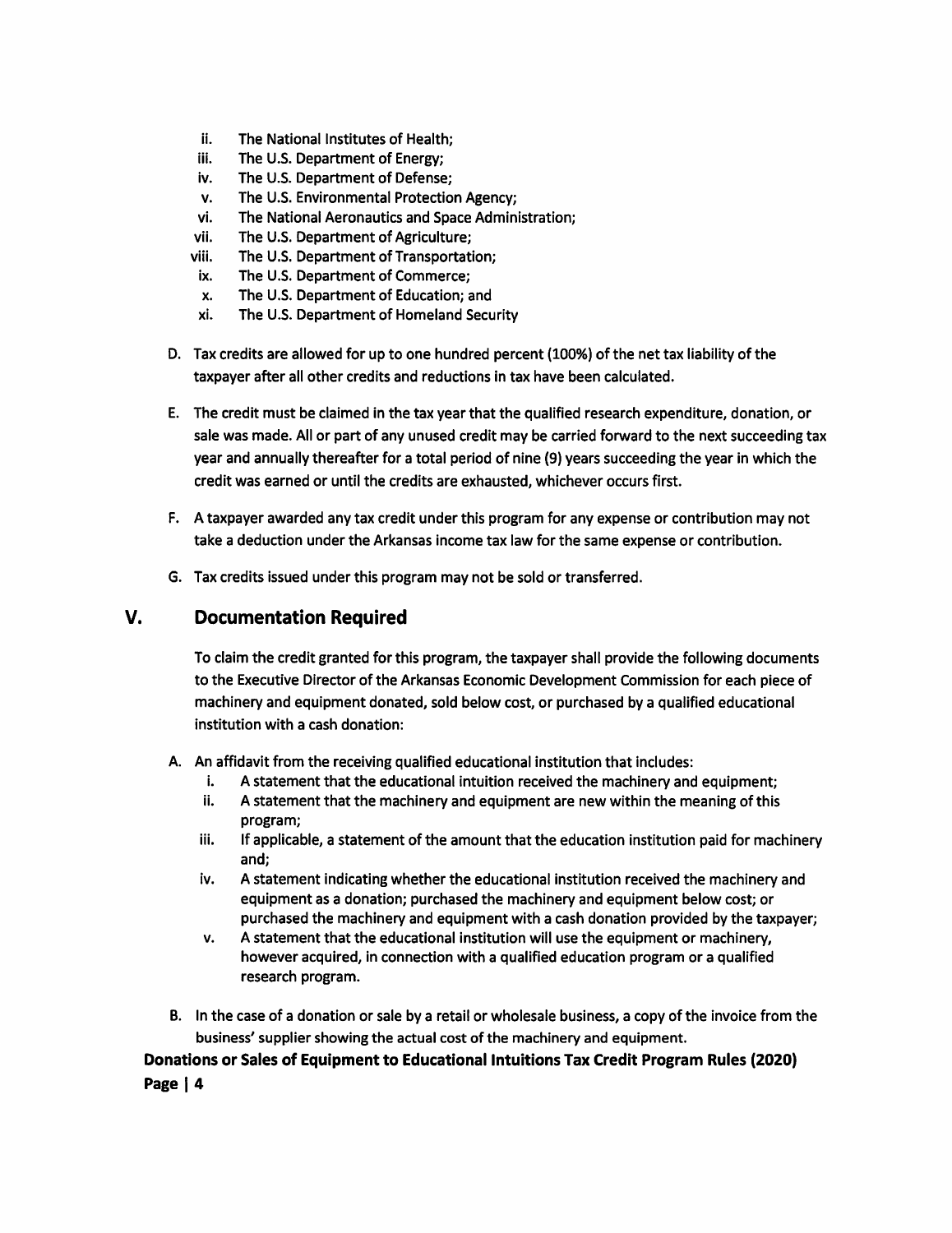ii. The National Institutes of Health;
iii. The U.S. Department of Energy;
iv. The U.S. Department of Defense;
v. The U.S. Environmental Protection Agency;
vi. The National Aeronautics and Space Administration;
vii. The U.S. Department of Agriculture;
viii. The U.S. Department of Transportation;
ix. The U.S. Department of Commerce;
x. The U.S. Department of Education; and
xi. The U.S. Department of Homeland Security

D. Tax credits are allowed for up to one hundred percent (100%) of the net tax liability of the taxpayer after all other credits and reductions in tax have been calculated.

E. The credit must be claimed in the tax year that the qualified research expenditure, donation, or sale was made. All or part of any unused credit may be carried forward to the next succeeding tax year and annually thereafter for a total period of nine (9) years succeeding the year in which the credit was earned or until the credits are exhausted, whichever occurs first.

F. A taxpayer awarded any tax credit under this program for any expense or contribution may not take a deduction under the Arkansas income tax law for the same expense or contribution.

G. Tax credits issued under this program may not be sold or transferred.

## V. Documentation Required

To claim the credit granted for this program, the taxpayer shall provide the following documents to the Executive Director of the Arkansas Economic Development Commission for each piece of machinery and equipment donated, sold below cost, or purchased by a qualified educational institution with a cash donation:

A. An affidavit from the receiving qualified educational institution that includes:
   i. A statement that the educational intuition received the machinery and equipment;
   ii. A statement that the machinery and equipment are new within the meaning of this program;
   iii. If applicable, a statement of the amount that the education institution paid for machinery and;
   iv. A statement indicating whether the educational institution received the machinery and equipment as a donation; purchased the machinery and equipment below cost; or purchased the machinery and equipment with a cash donation provided by the taxpayer;
   v. A statement that the educational institution will use the equipment or machinery, however acquired, in connection with a qualified education program or a qualified research program.

B. In the case of a donation or sale by a retail or wholesale business, a copy of the invoice from the business' supplier showing the actual cost of the machinery and equipment.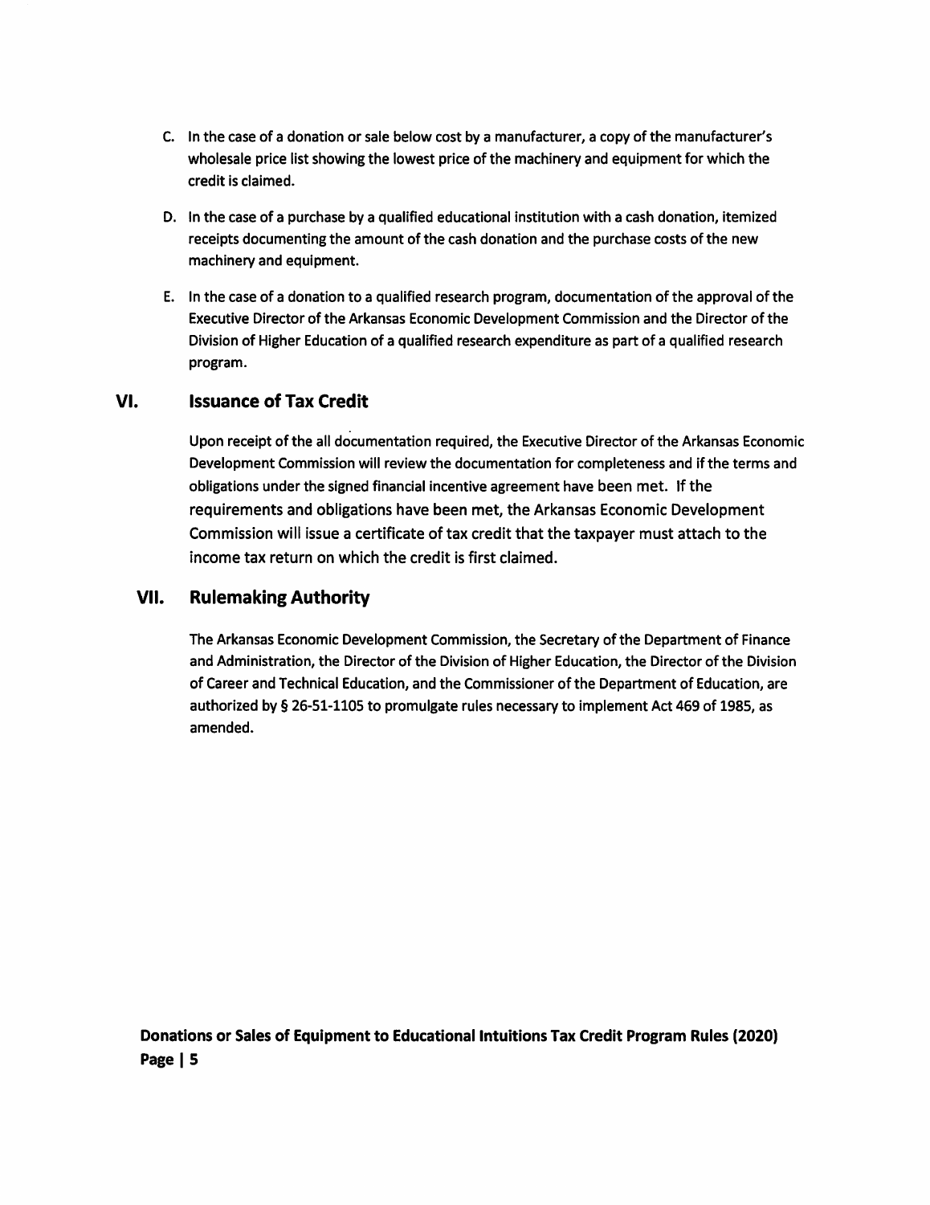C. In the case of a donation or sale below cost by a manufacturer, a copy of the manufacturer's wholesale price list showing the lowest price of the machinery and equipment for which the credit is claimed.

D. In the case of a purchase by a qualified educational institution with a cash donation, itemized receipts documenting the amount of the cash donation and the purchase costs of the new machinery and equipment.

E. In the case of a donation to a qualified research program, documentation of the approval of the Executive Director of the Arkansas Economic Development Commission and the Director of the Division of Higher Education of a qualified research expenditure as part of a qualified research program.

## VI. Issuance of Tax Credit

Upon receipt of the all documentation required, the Executive Director of the Arkansas Economic Development Commission will review the documentation for completeness and if the terms and obligations under the signed financial incentive agreement have been met. If the requirements and obligations have been met, the Arkansas Economic Development Commission will issue a certificate of tax credit that the taxpayer must attach to the income tax return on which the credit is first claimed.

## VII. Rulemaking Authority

The Arkansas Economic Development Commission, the Secretary of the Department of Finance and Administration, the Director of the Division of Higher Education, the Director of the Division of Career and Technical Education, and the Commissioner of the Department of Education, are authorized by § 26-51-1105 to promulgate rules necessary to implement Act 469 of 1985, as amended.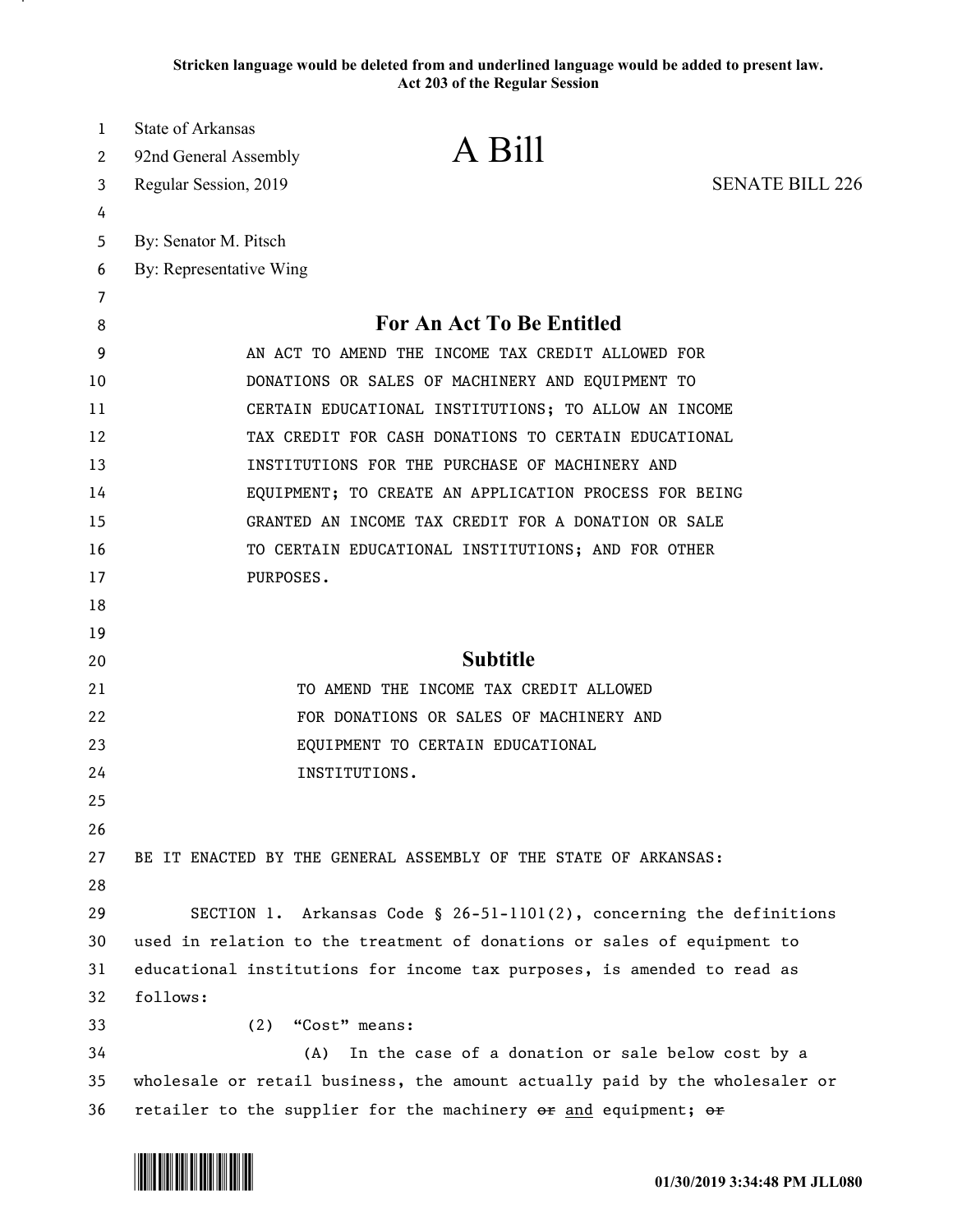**Stricken language would be deleted from and underlined language would be added to present law.**
**Act 203 of the Regular Session**

State of Arkansas
92nd General Assembly
Regular Session, 2019

# A Bill

SENATE BILL 226

By: Senator M. Pitsch
By: Representative Wing

## For An Act To Be Entitled

AN ACT TO AMEND THE INCOME TAX CREDIT ALLOWED FOR DONATIONS OR SALES OF MACHINERY AND EQUIPMENT TO CERTAIN EDUCATIONAL INSTITUTIONS; TO ALLOW AN INCOME TAX CREDIT FOR CASH DONATIONS TO CERTAIN EDUCATIONAL INSTITUTIONS FOR THE PURCHASE OF MACHINERY AND EQUIPMENT; TO CREATE AN APPLICATION PROCESS FOR BEING GRANTED AN INCOME TAX CREDIT FOR A DONATION OR SALE TO CERTAIN EDUCATIONAL INSTITUTIONS; AND FOR OTHER PURPOSES.

## Subtitle

TO AMEND THE INCOME TAX CREDIT ALLOWED FOR DONATIONS OR SALES OF MACHINERY AND EQUIPMENT TO CERTAIN EDUCATIONAL INSTITUTIONS.

BE IT ENACTED BY THE GENERAL ASSEMBLY OF THE STATE OF ARKANSAS:

SECTION 1. Arkansas Code § 26-51-1101(2), concerning the definitions used in relation to the treatment of donations or sales of equipment to educational institutions for income tax purposes, is amended to read as follows:

(2) "Cost" means:

(A) In the case of a donation or sale below cost by a wholesale or retail business, the amount actually paid by the wholesaler or retailer to the supplier for the machinery ~~or~~ and equipment; ~~or~~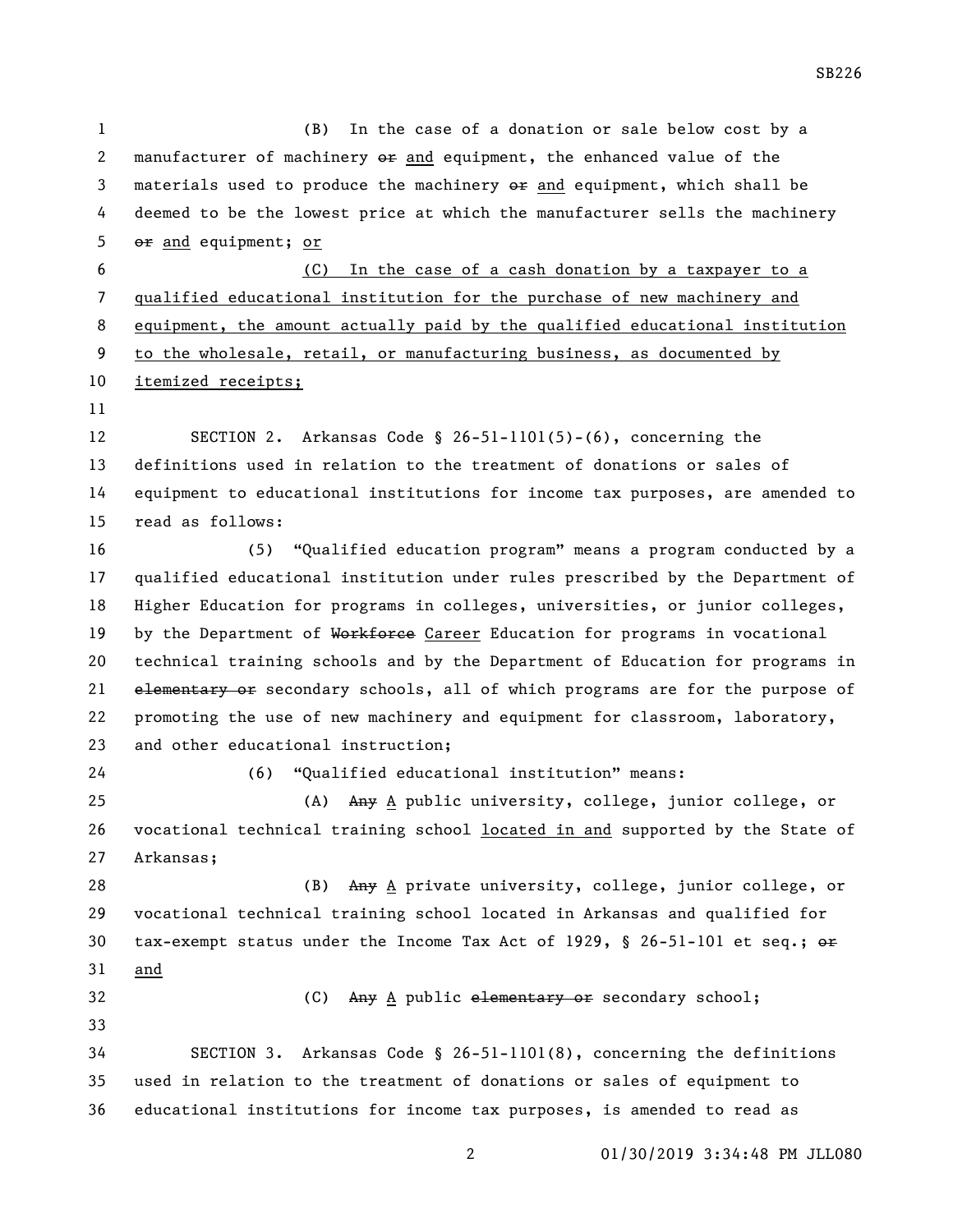(B) In the case of a donation or sale below cost by a manufacturer of machinery ~~or~~ and equipment, the enhanced value of the materials used to produce the machinery ~~or~~ and equipment, which shall be deemed to be the lowest price at which the manufacturer sells the machinery ~~or~~ and equipment; or

(C) In the case of a cash donation by a taxpayer to a qualified educational institution for the purchase of new machinery and equipment, the amount actually paid by the qualified educational institution to the wholesale, retail, or manufacturing business, as documented by itemized receipts;

SECTION 2. Arkansas Code § 26-51-1101(5)-(6), concerning the definitions used in relation to the treatment of donations or sales of equipment to educational institutions for income tax purposes, are amended to read as follows:

(5) "Qualified education program" means a program conducted by a qualified educational institution under rules prescribed by the Department of Higher Education for programs in colleges, universities, or junior colleges, by the Department of ~~Workforce~~ Career Education for programs in vocational technical training schools and by the Department of Education for programs in ~~elementary or~~ secondary schools, all of which programs are for the purpose of promoting the use of new machinery and equipment for classroom, laboratory, and other educational instruction;

(6) "Qualified educational institution" means:

(A) ~~Any~~ A public university, college, junior college, or vocational technical training school located in and supported by the State of Arkansas;

(B) ~~Any~~ A private university, college, junior college, or vocational technical training school located in Arkansas and qualified for tax-exempt status under the Income Tax Act of 1929, § 26-51-101 et seq.; ~~or~~ and

(C) ~~Any~~ A public ~~elementary or~~ secondary school;

SECTION 3. Arkansas Code § 26-51-1101(8), concerning the definitions used in relation to the treatment of donations or sales of equipment to educational institutions for income tax purposes, is amended to read as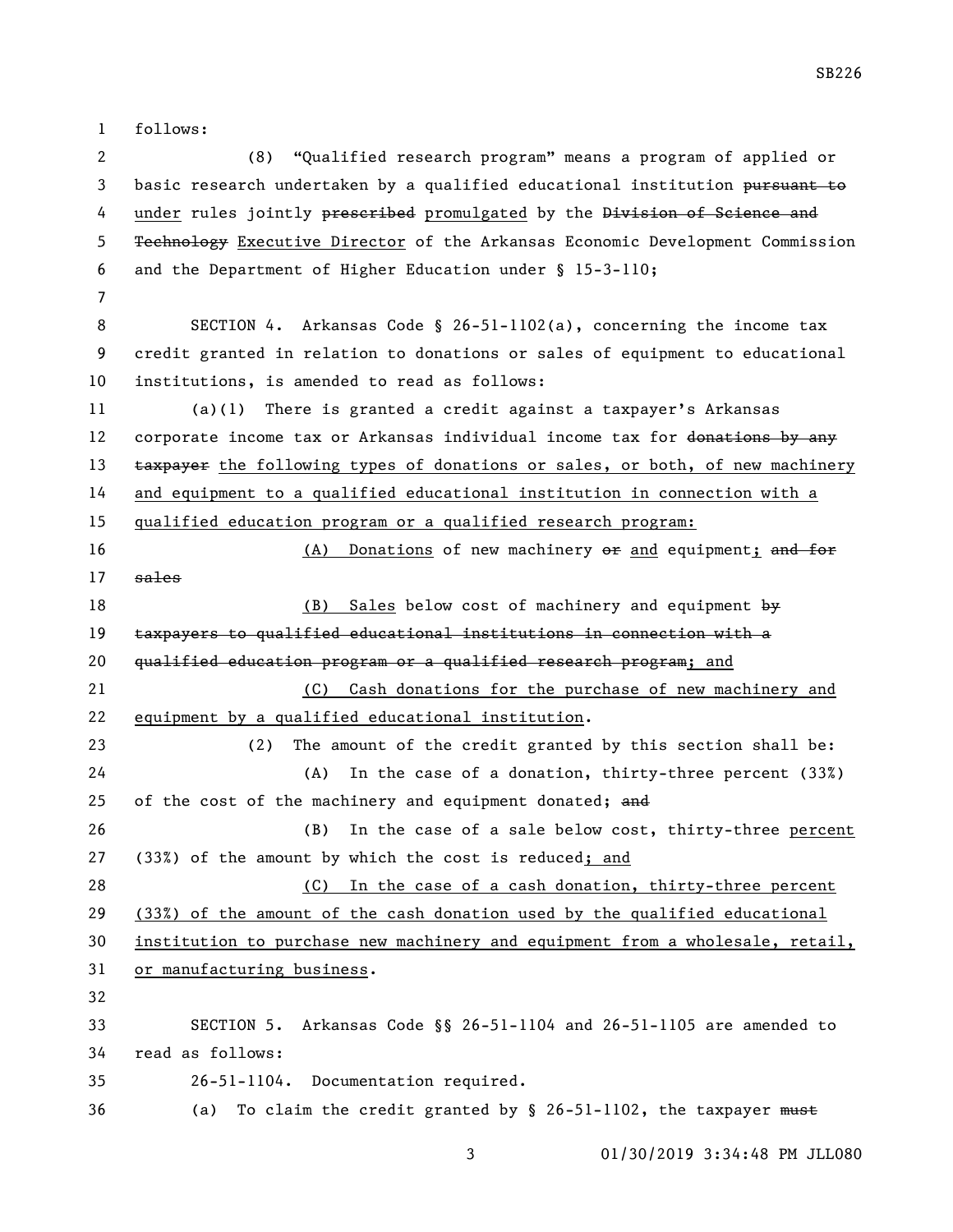follows:

(8) "Qualified research program" means a program of applied or basic research undertaken by a qualified educational institution ~~pursuant to~~ under rules jointly ~~prescribed~~ promulgated by the ~~Division of Science and Technology~~ Executive Director of the Arkansas Economic Development Commission and the Department of Higher Education under § 15-3-110;

SECTION 4. Arkansas Code § 26-51-1102(a), concerning the income tax credit granted in relation to donations or sales of equipment to educational institutions, is amended to read as follows:

(a)(1) There is granted a credit against a taxpayer's Arkansas corporate income tax or Arkansas individual income tax for ~~donations by any taxpayer~~ the following types of donations or sales, or both, of new machinery and equipment to a qualified educational institution in connection with a qualified education program or a qualified research program:

(A) Donations of new machinery ~~or~~ and equipment; ~~and for sales~~

(B) Sales below cost of machinery and equipment ~~by taxpayers to qualified educational institutions in connection with a qualified education program or a qualified research program~~; and

(C) Cash donations for the purchase of new machinery and equipment by a qualified educational institution.

(2) The amount of the credit granted by this section shall be:

(A) In the case of a donation, thirty-three percent (33%) of the cost of the machinery and equipment donated; ~~and~~

(B) In the case of a sale below cost, thirty-three percent (33%) of the amount by which the cost is reduced; and

(C) In the case of a cash donation, thirty-three percent (33%) of the amount of the cash donation used by the qualified educational institution to purchase new machinery and equipment from a wholesale, retail, or manufacturing business.

SECTION 5. Arkansas Code §§ 26-51-1104 and 26-51-1105 are amended to read as follows:

26-51-1104. Documentation required.

(a) To claim the credit granted by § 26-51-1102, the taxpayer ~~must~~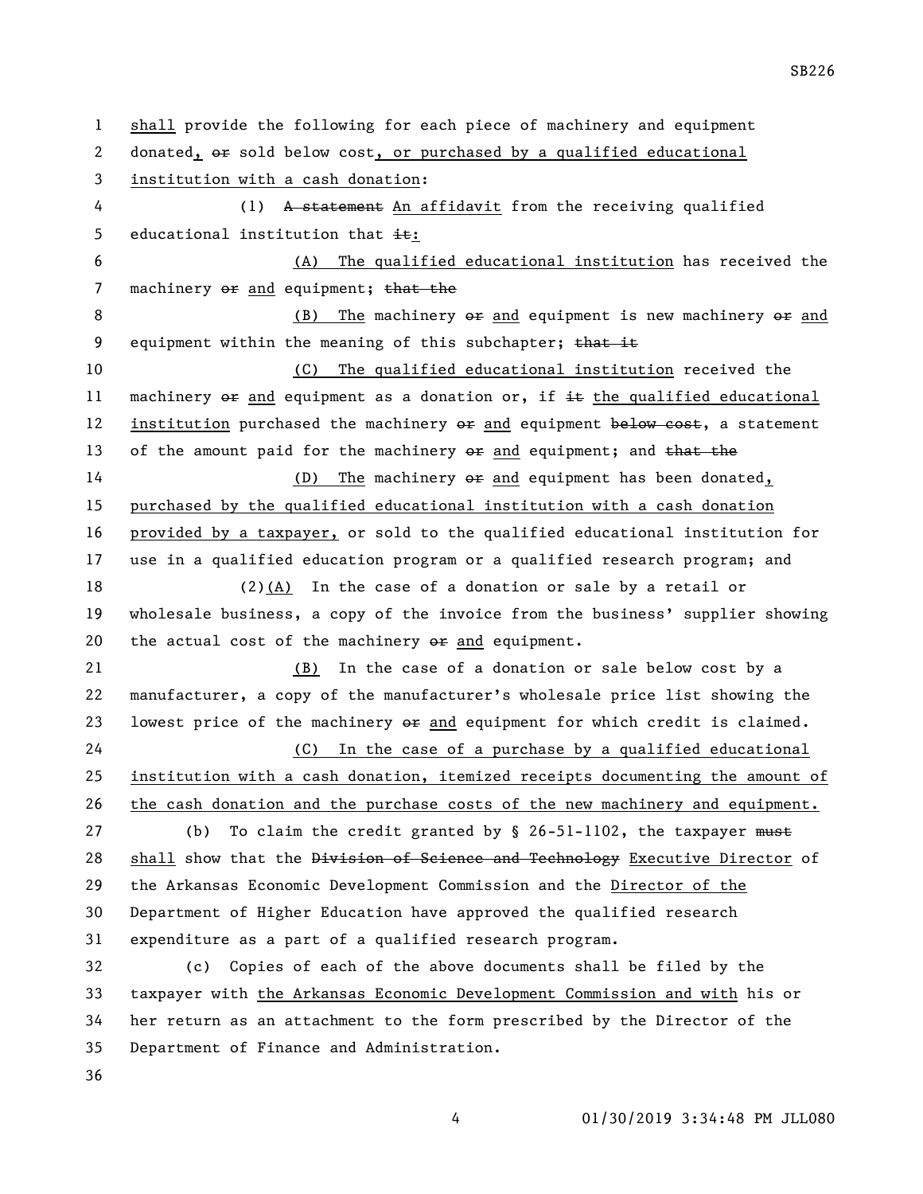<u>shall</u> provide the following for each piece of machinery and equipment donated<u>,</u> ~~or~~ sold below cost<u>, or purchased by a qualified educational institution with a cash donation</u>:

(1) ~~A statement~~ <u>An affidavit</u> from the receiving qualified educational institution that ~~it~~<u>:</u>

<u>(A) The qualified educational institution</u> has received the machinery ~~or~~ <u>and</u> equipment; ~~that the~~

<u>(B) The</u> machinery ~~or~~ <u>and</u> equipment is new machinery ~~or~~ <u>and</u> equipment within the meaning of this subchapter; ~~that it~~

<u>(C) The qualified educational institution</u> received the machinery ~~or~~ <u>and</u> equipment as a donation or, if ~~it~~ <u>the qualified educational institution</u> purchased the machinery ~~or~~ <u>and</u> equipment ~~below cost~~, a statement of the amount paid for the machinery ~~or~~ <u>and</u> equipment; and ~~that the~~

<u>(D) The</u> machinery ~~or~~ <u>and</u> equipment has been donated<u>, purchased by the qualified educational institution with a cash donation provided by a taxpayer,</u> or sold to the qualified educational institution for use in a qualified education program or a qualified research program; and

(2)<u>(A)</u> In the case of a donation or sale by a retail or wholesale business, a copy of the invoice from the business' supplier showing the actual cost of the machinery ~~or~~ <u>and</u> equipment.

<u>(B)</u> In the case of a donation or sale below cost by a manufacturer, a copy of the manufacturer's wholesale price list showing the lowest price of the machinery ~~or~~ <u>and</u> equipment for which credit is claimed.

<u>(C) In the case of a purchase by a qualified educational institution with a cash donation, itemized receipts documenting the amount of the cash donation and the purchase costs of the new machinery and equipment.</u>

(b) To claim the credit granted by § 26-51-1102, the taxpayer ~~must~~ <u>shall</u> show that the ~~Division of Science and Technology~~ <u>Executive Director</u> of the Arkansas Economic Development Commission and the <u>Director of the</u> Department of Higher Education have approved the qualified research expenditure as a part of a qualified research program.

(c) Copies of each of the above documents shall be filed by the taxpayer with <u>the Arkansas Economic Development Commission and with</u> his or her return as an attachment to the form prescribed by the Director of the Department of Finance and Administration.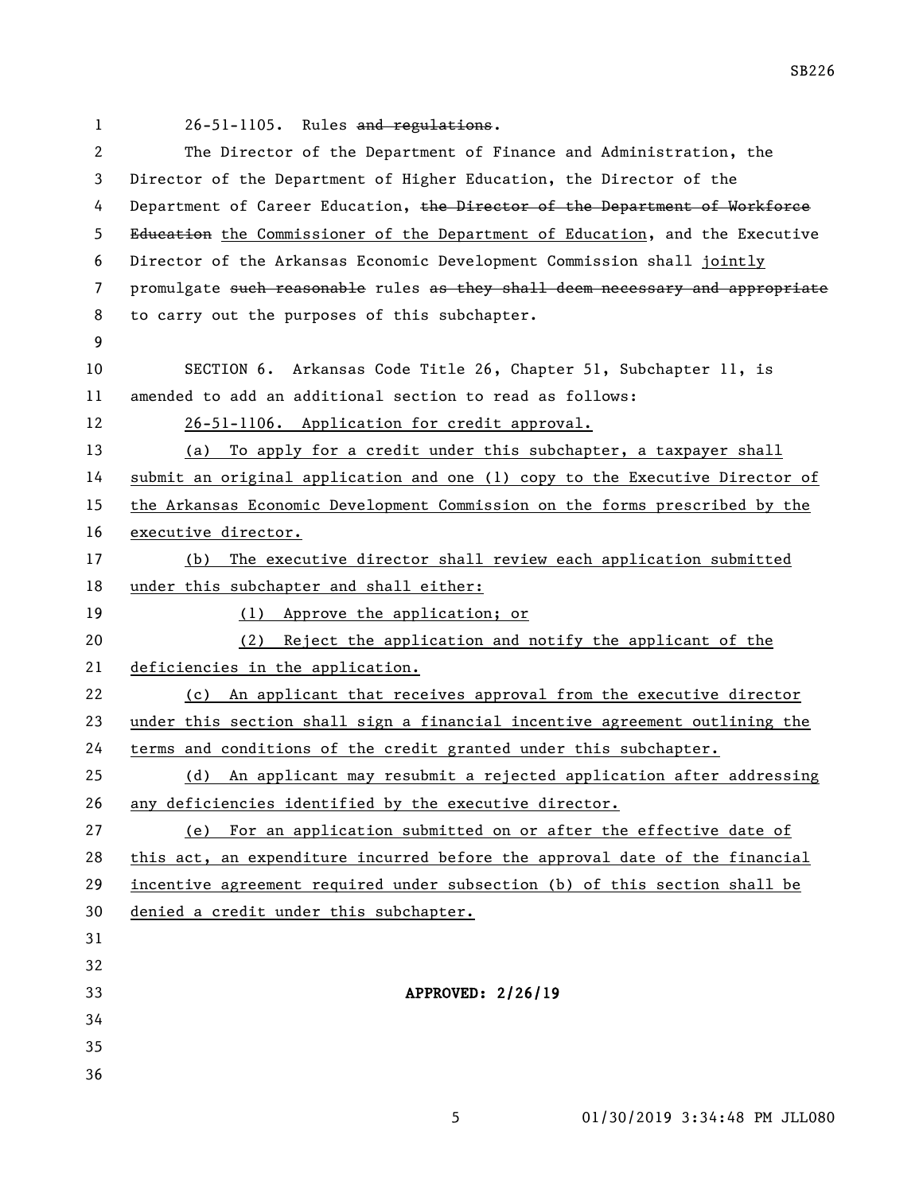26-51-1105. Rules ~~and regulations~~.

The Director of the Department of Finance and Administration, the Director of the Department of Higher Education, the Director of the Department of Career Education, ~~the Director of the Department of Workforce Education~~ the Commissioner of the Department of Education, and the Executive Director of the Arkansas Economic Development Commission shall jointly promulgate ~~such reasonable~~ rules ~~as they shall deem necessary and appropriate~~ to carry out the purposes of this subchapter.

SECTION 6. Arkansas Code Title 26, Chapter 51, Subchapter 11, is amended to add an additional section to read as follows:

26-51-1106. Application for credit approval.

(a) To apply for a credit under this subchapter, a taxpayer shall submit an original application and one (1) copy to the Executive Director of the Arkansas Economic Development Commission on the forms prescribed by the executive director.

(b) The executive director shall review each application submitted under this subchapter and shall either:

(1) Approve the application; or

(2) Reject the application and notify the applicant of the deficiencies in the application.

(c) An applicant that receives approval from the executive director under this section shall sign a financial incentive agreement outlining the terms and conditions of the credit granted under this subchapter.

(d) An applicant may resubmit a rejected application after addressing any deficiencies identified by the executive director.

(e) For an application submitted on or after the effective date of this act, an expenditure incurred before the approval date of the financial incentive agreement required under subsection (b) of this section shall be denied a credit under this subchapter.

**APPROVED: 2/26/19**